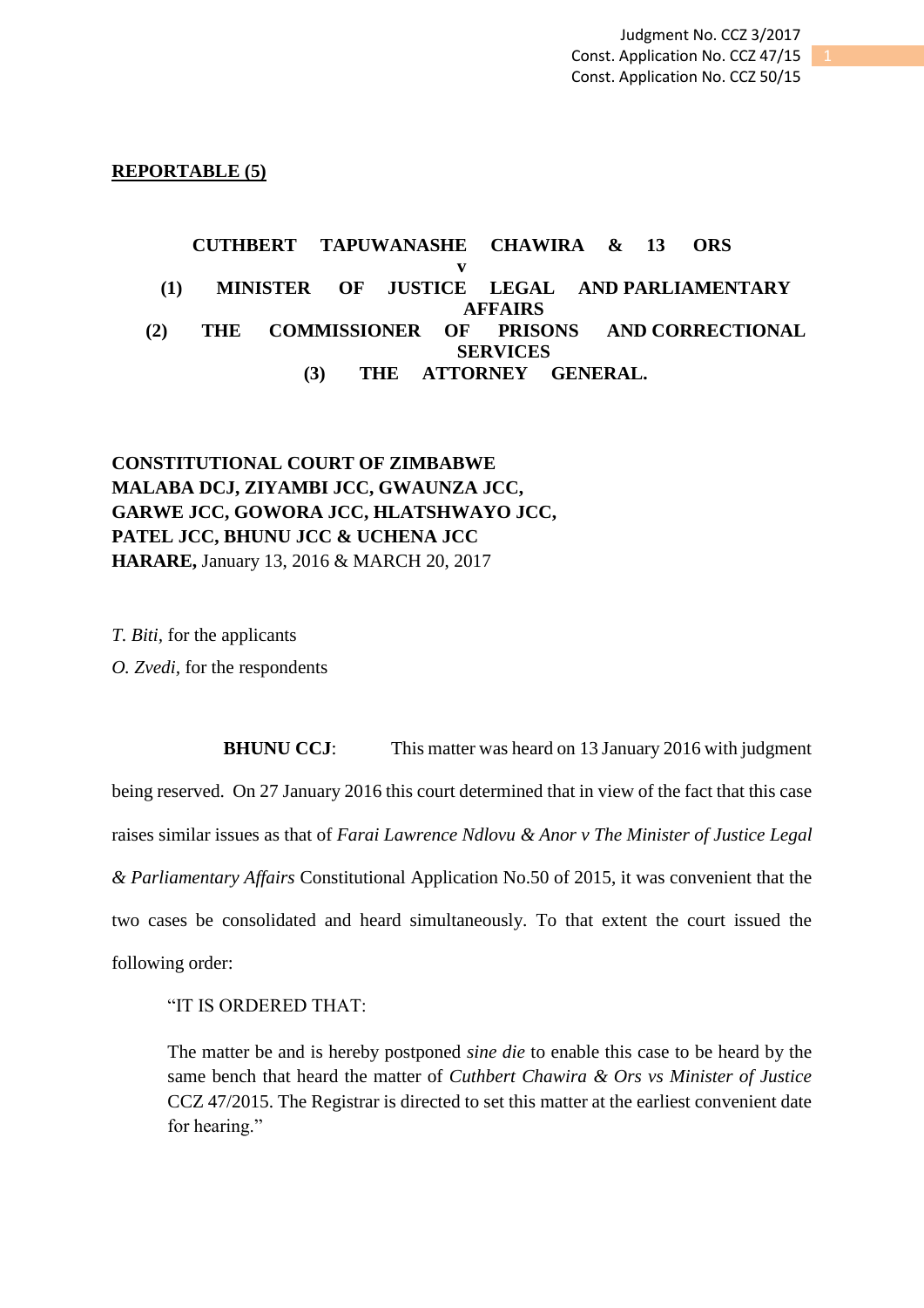**REPORTABLE (5)**

**CUTHBERT TAPUWANASHE CHAWIRA & 13 ORS**

**v**

**(1) MINISTER OF JUSTICE LEGAL AND PARLIAMENTARY AFFAIRS**

**(2) THE COMMISSIONER OF PRISONS AND CORRECTIONAL SERVICES**

**(3) THE ATTORNEY GENERAL.**

**CONSTITUTIONAL COURT OF ZIMBABWE**
**MALABA DCJ, ZIYAMBI JCC, GWAUNZA JCC,**
**GARWE JCC, GOWORA JCC, HLATSHWAYO JCC,**
**PATEL JCC, BHUNU JCC & UCHENA JCC**
**HARARE,** January 13, 2016 & MARCH 20, 2017

*T. Biti*, for the applicants

*O. Zvedi*, for the respondents

**BHUNU CCJ**: This matter was heard on 13 January 2016 with judgment being reserved. On 27 January 2016 this court determined that in view of the fact that this case raises similar issues as that of *Farai Lawrence Ndlovu & Anor v The Minister of Justice Legal & Parliamentary Affairs* Constitutional Application No.50 of 2015, it was convenient that the two cases be consolidated and heard simultaneously. To that extent the court issued the following order:

> "IT IS ORDERED THAT:
>
> The matter be and is hereby postponed *sine die* to enable this case to be heard by the same bench that heard the matter of *Cuthbert Chawira & Ors vs Minister of Justice* CCZ 47/2015. The Registrar is directed to set this matter at the earliest convenient date for hearing."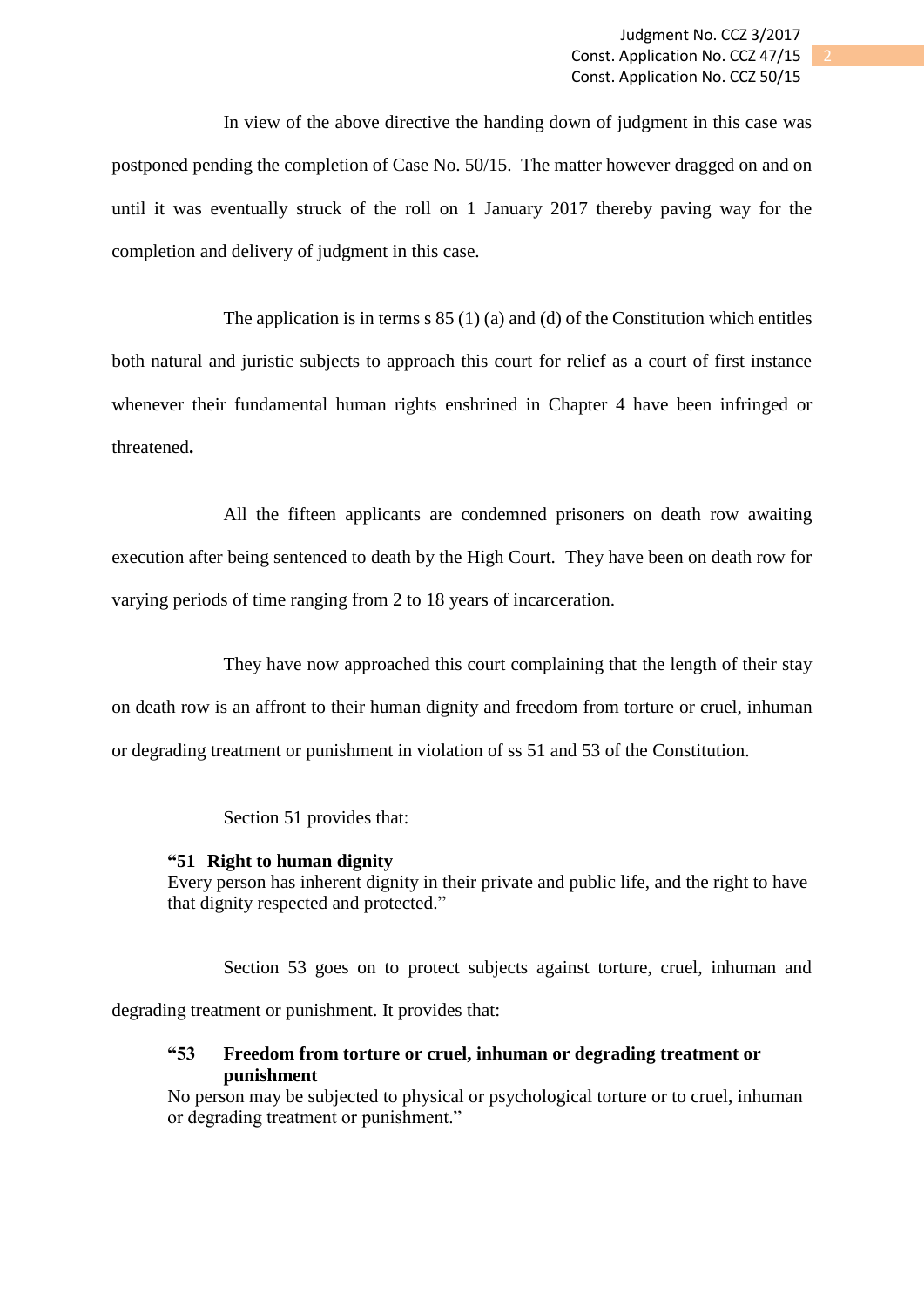In view of the above directive the handing down of judgment in this case was postponed pending the completion of Case No. 50/15. The matter however dragged on and on until it was eventually struck of the roll on 1 January 2017 thereby paving way for the completion and delivery of judgment in this case.

The application is in terms s 85 (1) (a) and (d) of the Constitution which entitles both natural and juristic subjects to approach this court for relief as a court of first instance whenever their fundamental human rights enshrined in Chapter 4 have been infringed or threatened**.**

All the fifteen applicants are condemned prisoners on death row awaiting execution after being sentenced to death by the High Court. They have been on death row for varying periods of time ranging from 2 to 18 years of incarceration.

They have now approached this court complaining that the length of their stay on death row is an affront to their human dignity and freedom from torture or cruel, inhuman or degrading treatment or punishment in violation of ss 51 and 53 of the Constitution.

Section 51 provides that:

> **"51 Right to human dignity**
> Every person has inherent dignity in their private and public life, and the right to have that dignity respected and protected."

Section 53 goes on to protect subjects against torture, cruel, inhuman and degrading treatment or punishment. It provides that:

> **"53 Freedom from torture or cruel, inhuman or degrading treatment or punishment**
> No person may be subjected to physical or psychological torture or to cruel, inhuman or degrading treatment or punishment."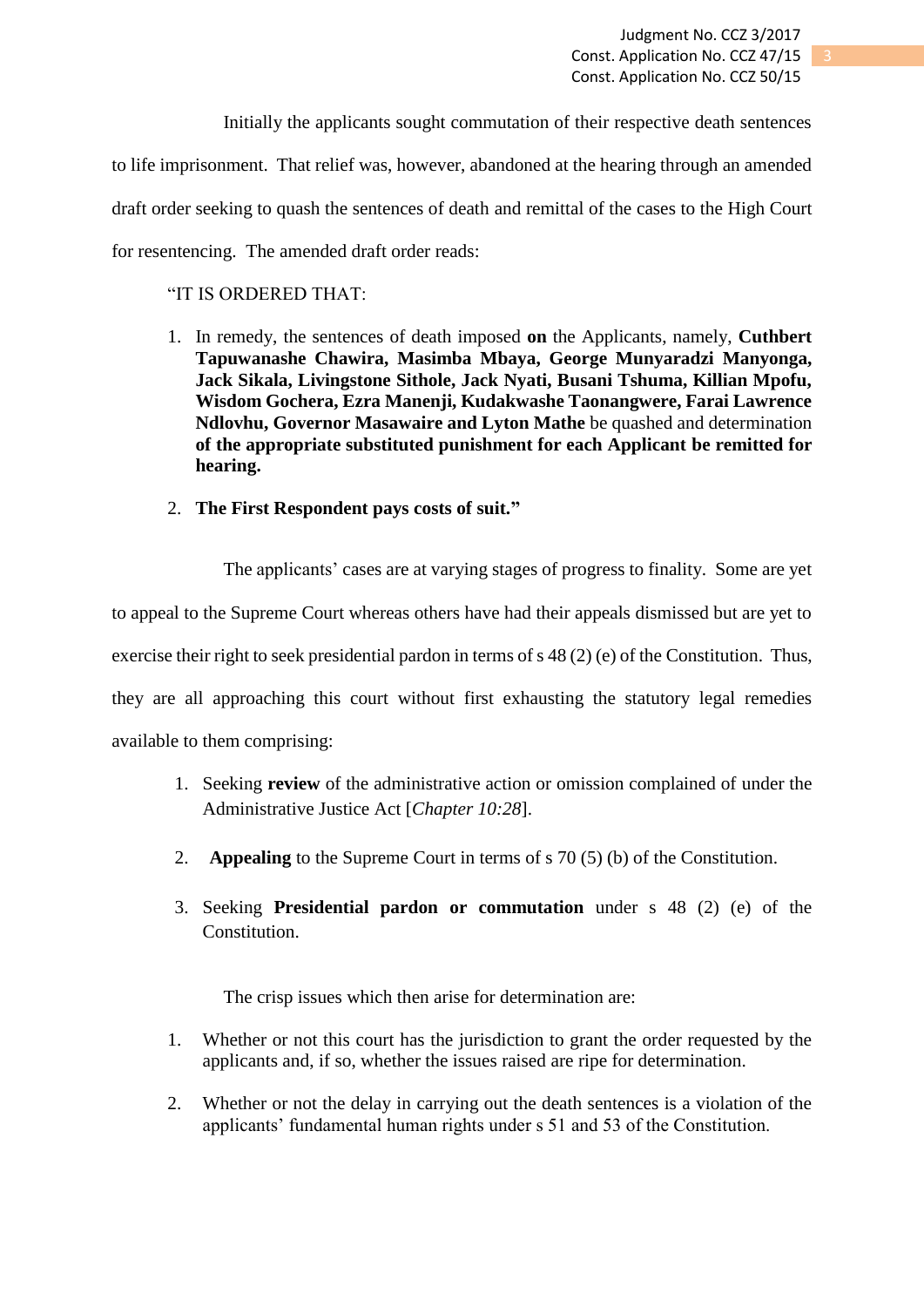Initially the applicants sought commutation of their respective death sentences to life imprisonment. That relief was, however, abandoned at the hearing through an amended draft order seeking to quash the sentences of death and remittal of the cases to the High Court for resentencing. The amended draft order reads:

> "IT IS ORDERED THAT:
>
> 1. In remedy, the sentences of death imposed **on** the Applicants, namely, **Cuthbert Tapuwanashe Chawira, Masimba Mbaya, George Munyaradzi Manyonga, Jack Sikala, Livingstone Sithole, Jack Nyati, Busani Tshuma, Killian Mpofu, Wisdom Gochera, Ezra Manenji, Kudakwashe Taonangwere, Farai Lawrence Ndlovhu, Governor Masawaire and Lyton Mathe** be quashed and determination **of the appropriate substituted punishment for each Applicant be remitted for hearing.**
>
> 2. **The First Respondent pays costs of suit."**

The applicants' cases are at varying stages of progress to finality. Some are yet to appeal to the Supreme Court whereas others have had their appeals dismissed but are yet to exercise their right to seek presidential pardon in terms of s 48 (2) (e) of the Constitution. Thus, they are all approaching this court without first exhausting the statutory legal remedies available to them comprising:

1. Seeking **review** of the administrative action or omission complained of under the Administrative Justice Act [*Chapter 10:28*].
2. **Appealing** to the Supreme Court in terms of s 70 (5) (b) of the Constitution.
3. Seeking **Presidential pardon or commutation** under s 48 (2) (e) of the Constitution.

The crisp issues which then arise for determination are:

1. Whether or not this court has the jurisdiction to grant the order requested by the applicants and, if so, whether the issues raised are ripe for determination.
2. Whether or not the delay in carrying out the death sentences is a violation of the applicants' fundamental human rights under s 51 and 53 of the Constitution.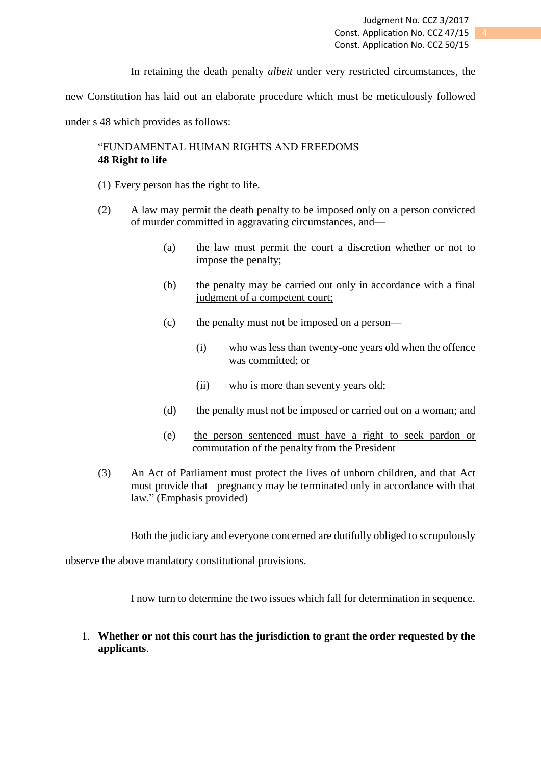In retaining the death penalty *albeit* under very restricted circumstances, the new Constitution has laid out an elaborate procedure which must be meticulously followed under s 48 which provides as follows:

> "FUNDAMENTAL HUMAN RIGHTS AND FREEDOMS
> **48 Right to life**
>
> (1) Every person has the right to life.
>
> (2) A law may permit the death penalty to be imposed only on a person convicted of murder committed in aggravating circumstances, and—
>
> > (a) the law must permit the court a discretion whether or not to impose the penalty;
> >
> > (b) <u>the penalty may be carried out only in accordance with a final judgment of a competent court;</u>
> >
> > (c) the penalty must not be imposed on a person—
> >
> > > (i) who was less than twenty-one years old when the offence was committed; or
> > >
> > > (ii) who is more than seventy years old;
> >
> > (d) the penalty must not be imposed or carried out on a woman; and
> >
> > (e) <u>the person sentenced must have a right to seek pardon or commutation of the penalty from the President</u>
>
> (3) An Act of Parliament must protect the lives of unborn children, and that Act must provide that pregnancy may be terminated only in accordance with that law." (Emphasis provided)

Both the judiciary and everyone concerned are dutifully obliged to scrupulously observe the above mandatory constitutional provisions.

I now turn to determine the two issues which fall for determination in sequence.

1. **Whether or not this court has the jurisdiction to grant the order requested by the applicants**.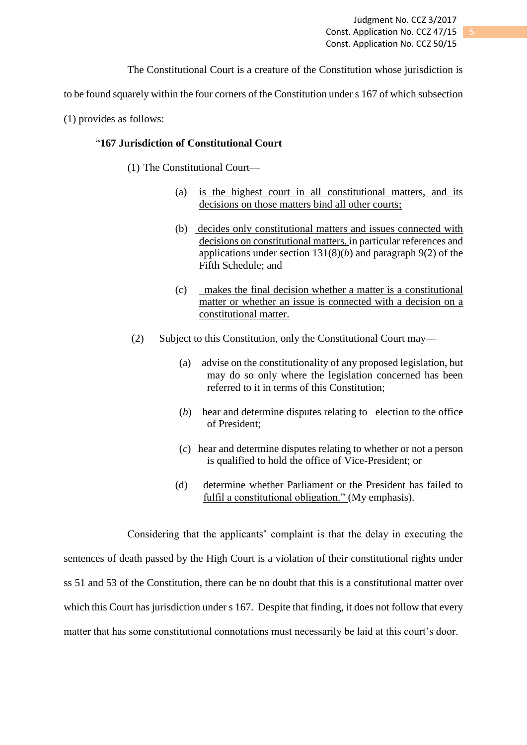The Constitutional Court is a creature of the Constitution whose jurisdiction is to be found squarely within the four corners of the Constitution under s 167 of which subsection (1) provides as follows:

> "**167 Jurisdiction of Constitutional Court**
>
> (1) The Constitutional Court—
>
> (a) <u>is the highest court in all constitutional matters, and its decisions on those matters bind all other courts;</u>
>
> (b) <u>decides only constitutional matters and issues connected with decisions on constitutional matters,</u> in particular references and applications under section 131(8)(*b*) and paragraph 9(2) of the Fifth Schedule; and
>
> (c) <u>makes the final decision whether a matter is a constitutional matter or whether an issue is connected with a decision on a constitutional matter.</u>
>
> (2) Subject to this Constitution, only the Constitutional Court may—
>
> (a) advise on the constitutionality of any proposed legislation, but may do so only where the legislation concerned has been referred to it in terms of this Constitution;
>
> (*b*) hear and determine disputes relating to election to the office of President;
>
> (*c*) hear and determine disputes relating to whether or not a person is qualified to hold the office of Vice-President; or
>
> (d) <u>determine whether Parliament or the President has failed to fulfil a constitutional obligation."</u> (My emphasis).

Considering that the applicants' complaint is that the delay in executing the sentences of death passed by the High Court is a violation of their constitutional rights under ss 51 and 53 of the Constitution, there can be no doubt that this is a constitutional matter over which this Court has jurisdiction under s 167. Despite that finding, it does not follow that every matter that has some constitutional connotations must necessarily be laid at this court's door.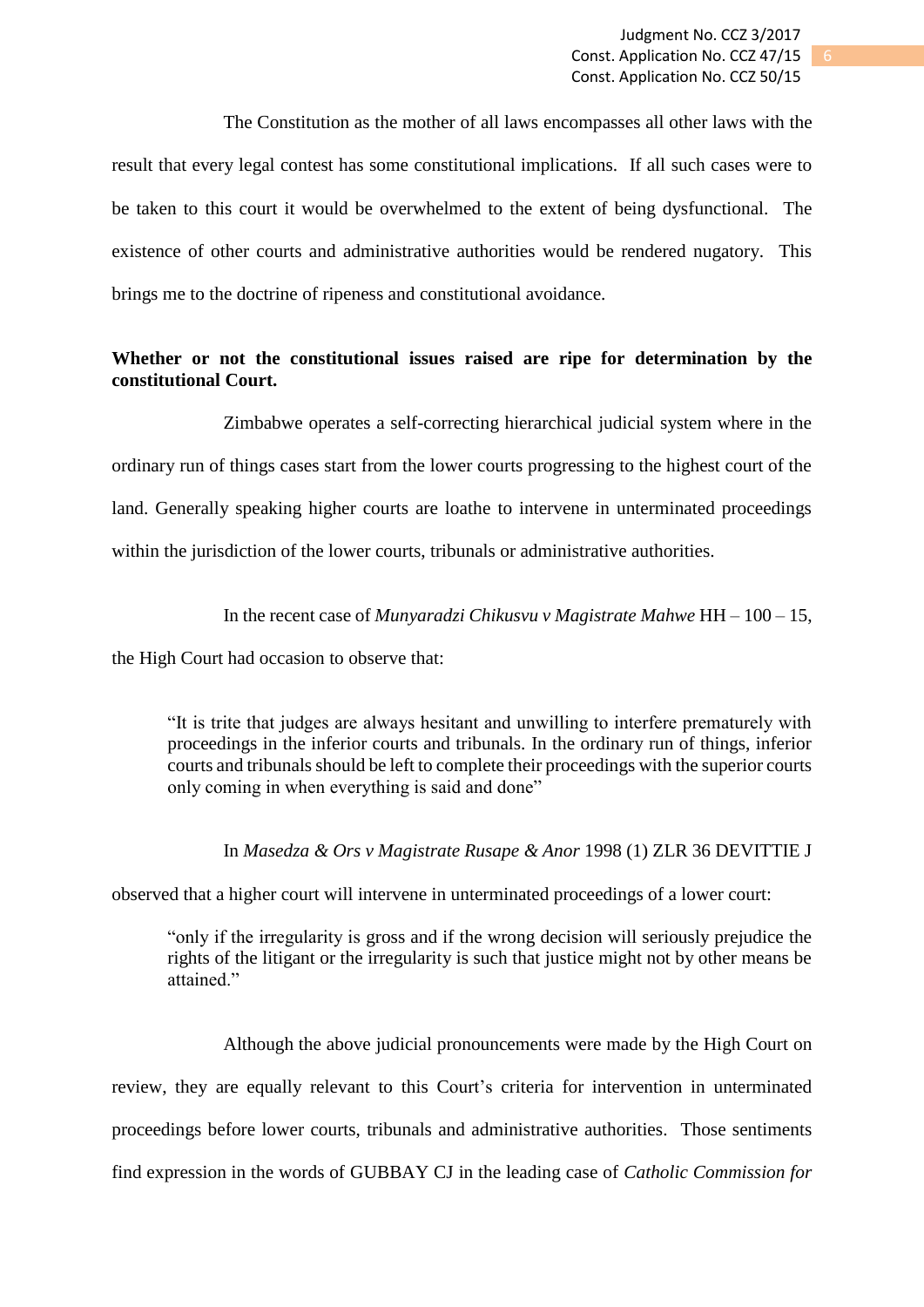The Constitution as the mother of all laws encompasses all other laws with the result that every legal contest has some constitutional implications. If all such cases were to be taken to this court it would be overwhelmed to the extent of being dysfunctional. The existence of other courts and administrative authorities would be rendered nugatory. This brings me to the doctrine of ripeness and constitutional avoidance.

**Whether or not the constitutional issues raised are ripe for determination by the constitutional Court.**

Zimbabwe operates a self-correcting hierarchical judicial system where in the ordinary run of things cases start from the lower courts progressing to the highest court of the land. Generally speaking higher courts are loathe to intervene in unterminated proceedings within the jurisdiction of the lower courts, tribunals or administrative authorities.

In the recent case of *Munyaradzi Chikusvu v Magistrate Mahwe* HH – 100 – 15, the High Court had occasion to observe that:

> "It is trite that judges are always hesitant and unwilling to interfere prematurely with proceedings in the inferior courts and tribunals. In the ordinary run of things, inferior courts and tribunals should be left to complete their proceedings with the superior courts only coming in when everything is said and done"

In *Masedza & Ors v Magistrate Rusape & Anor* 1998 (1) ZLR 36 DEVITTIE J observed that a higher court will intervene in unterminated proceedings of a lower court:

> "only if the irregularity is gross and if the wrong decision will seriously prejudice the rights of the litigant or the irregularity is such that justice might not by other means be attained."

Although the above judicial pronouncements were made by the High Court on review, they are equally relevant to this Court's criteria for intervention in unterminated proceedings before lower courts, tribunals and administrative authorities. Those sentiments find expression in the words of GUBBAY CJ in the leading case of *Catholic Commission for*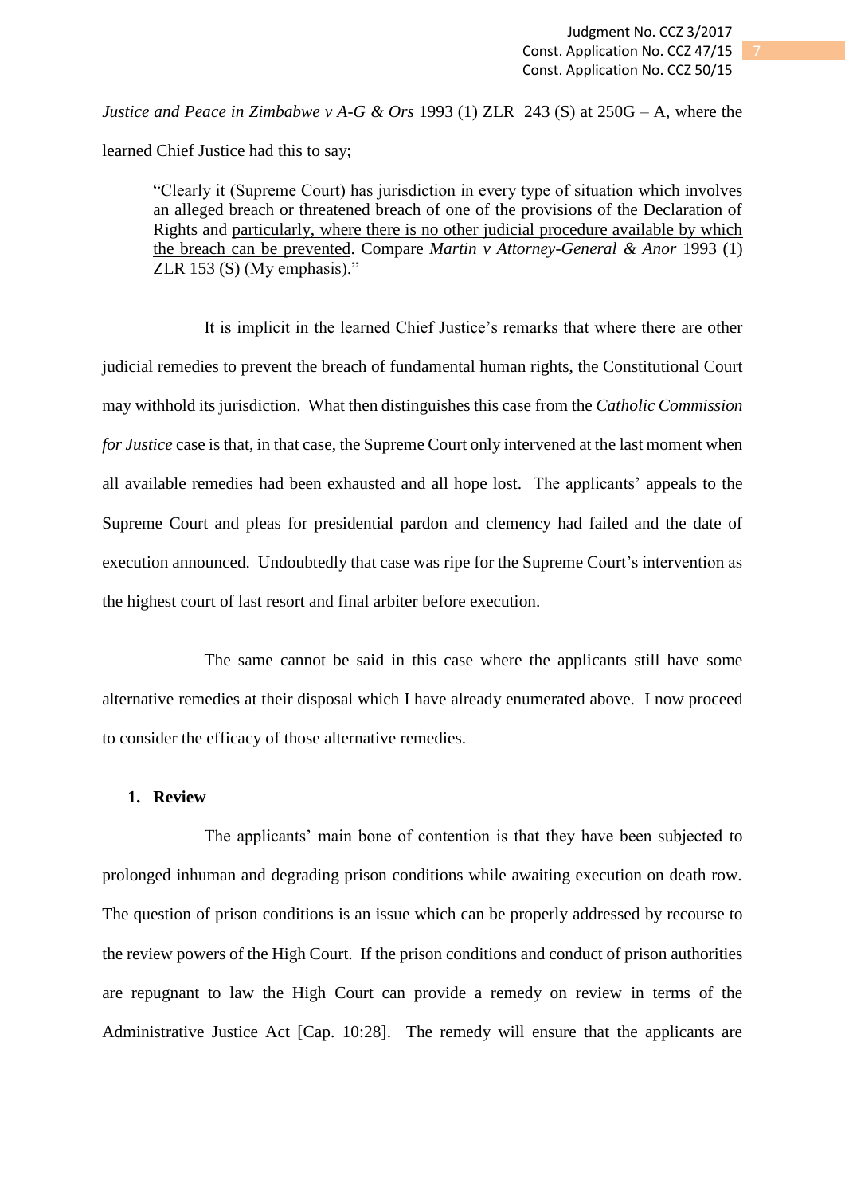*Justice and Peace in Zimbabwe v A-G & Ors* 1993 (1) ZLR 243 (S) at 250G – A, where the learned Chief Justice had this to say;

> "Clearly it (Supreme Court) has jurisdiction in every type of situation which involves an alleged breach or threatened breach of one of the provisions of the Declaration of Rights and <u>particularly, where there is no other judicial procedure available by which the breach can be prevented</u>. Compare *Martin v Attorney-General & Anor* 1993 (1) ZLR 153 (S) (My emphasis)."

It is implicit in the learned Chief Justice's remarks that where there are other judicial remedies to prevent the breach of fundamental human rights, the Constitutional Court may withhold its jurisdiction. What then distinguishes this case from the *Catholic Commission for Justice* case is that, in that case, the Supreme Court only intervened at the last moment when all available remedies had been exhausted and all hope lost. The applicants' appeals to the Supreme Court and pleas for presidential pardon and clemency had failed and the date of execution announced. Undoubtedly that case was ripe for the Supreme Court's intervention as the highest court of last resort and final arbiter before execution.

The same cannot be said in this case where the applicants still have some alternative remedies at their disposal which I have already enumerated above. I now proceed to consider the efficacy of those alternative remedies.

1. **Review**

The applicants' main bone of contention is that they have been subjected to prolonged inhuman and degrading prison conditions while awaiting execution on death row. The question of prison conditions is an issue which can be properly addressed by recourse to the review powers of the High Court. If the prison conditions and conduct of prison authorities are repugnant to law the High Court can provide a remedy on review in terms of the Administrative Justice Act [Cap. 10:28]. The remedy will ensure that the applicants are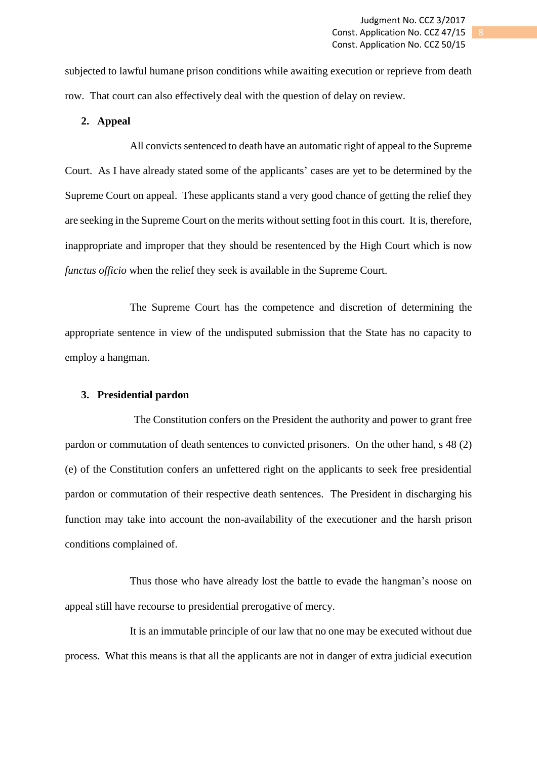subjected to lawful humane prison conditions while awaiting execution or reprieve from death row. That court can also effectively deal with the question of delay on review.

**2. Appeal**

All convicts sentenced to death have an automatic right of appeal to the Supreme Court. As I have already stated some of the applicants' cases are yet to be determined by the Supreme Court on appeal. These applicants stand a very good chance of getting the relief they are seeking in the Supreme Court on the merits without setting foot in this court. It is, therefore, inappropriate and improper that they should be resentenced by the High Court which is now *functus officio* when the relief they seek is available in the Supreme Court.

The Supreme Court has the competence and discretion of determining the appropriate sentence in view of the undisputed submission that the State has no capacity to employ a hangman.

**3. Presidential pardon**

The Constitution confers on the President the authority and power to grant free pardon or commutation of death sentences to convicted prisoners. On the other hand, s 48 (2) (e) of the Constitution confers an unfettered right on the applicants to seek free presidential pardon or commutation of their respective death sentences. The President in discharging his function may take into account the non-availability of the executioner and the harsh prison conditions complained of.

Thus those who have already lost the battle to evade the hangman's noose on appeal still have recourse to presidential prerogative of mercy.

It is an immutable principle of our law that no one may be executed without due process. What this means is that all the applicants are not in danger of extra judicial execution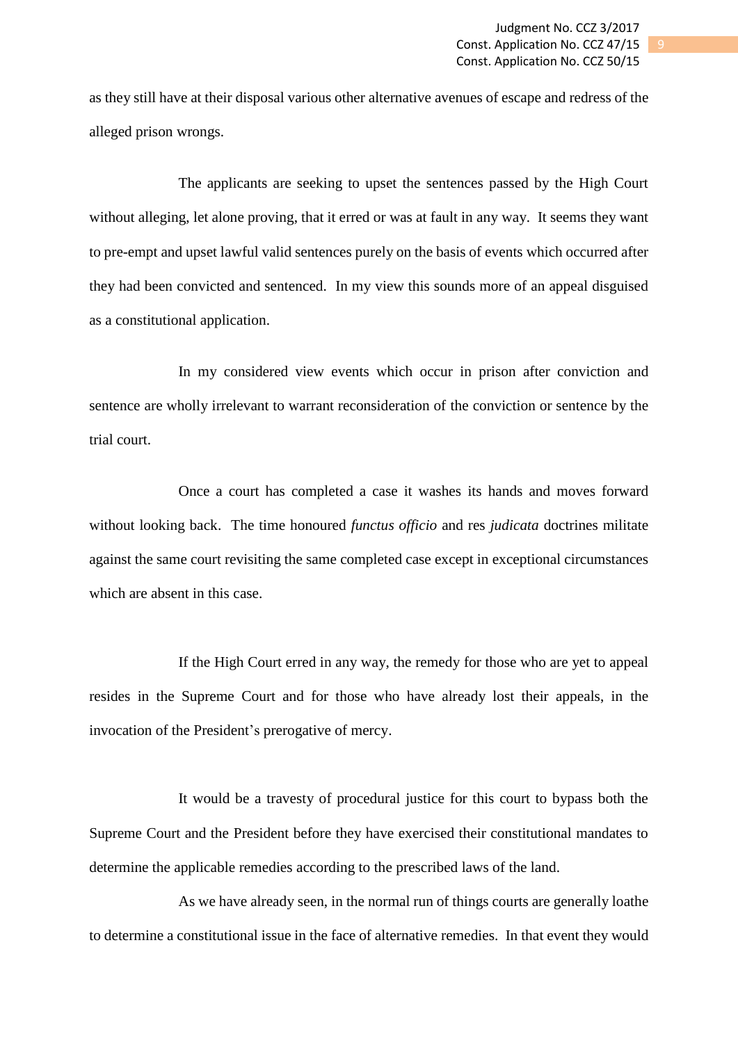as they still have at their disposal various other alternative avenues of escape and redress of the alleged prison wrongs.

The applicants are seeking to upset the sentences passed by the High Court without alleging, let alone proving, that it erred or was at fault in any way. It seems they want to pre-empt and upset lawful valid sentences purely on the basis of events which occurred after they had been convicted and sentenced. In my view this sounds more of an appeal disguised as a constitutional application.

In my considered view events which occur in prison after conviction and sentence are wholly irrelevant to warrant reconsideration of the conviction or sentence by the trial court.

Once a court has completed a case it washes its hands and moves forward without looking back. The time honoured *functus officio* and res *judicata* doctrines militate against the same court revisiting the same completed case except in exceptional circumstances which are absent in this case.

If the High Court erred in any way, the remedy for those who are yet to appeal resides in the Supreme Court and for those who have already lost their appeals, in the invocation of the President's prerogative of mercy.

It would be a travesty of procedural justice for this court to bypass both the Supreme Court and the President before they have exercised their constitutional mandates to determine the applicable remedies according to the prescribed laws of the land.

As we have already seen, in the normal run of things courts are generally loathe to determine a constitutional issue in the face of alternative remedies. In that event they would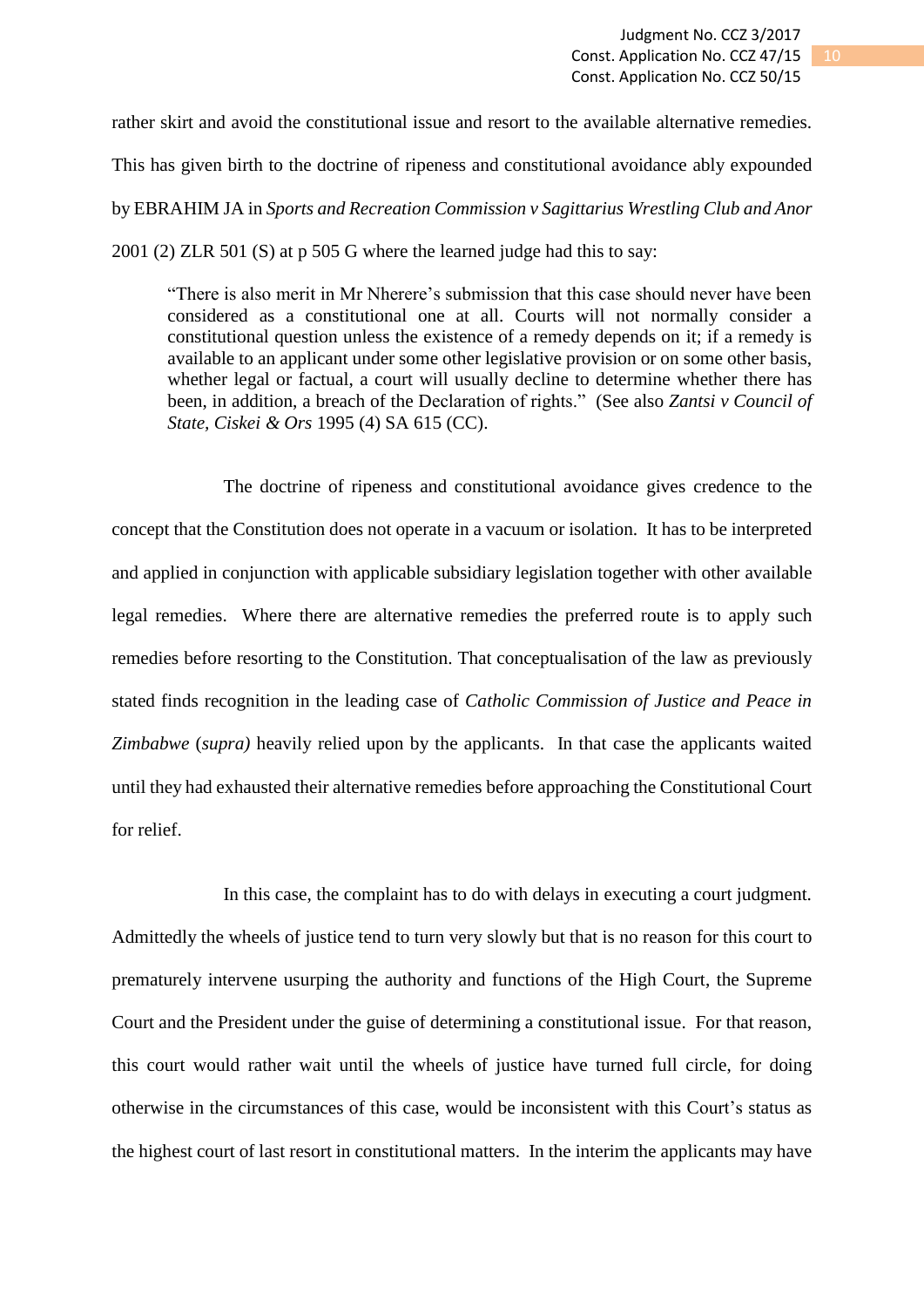rather skirt and avoid the constitutional issue and resort to the available alternative remedies. This has given birth to the doctrine of ripeness and constitutional avoidance ably expounded by EBRAHIM JA in *Sports and Recreation Commission v Sagittarius Wrestling Club and Anor* 2001 (2) ZLR 501 (S) at p 505 G where the learned judge had this to say:

> "There is also merit in Mr Nherere's submission that this case should never have been considered as a constitutional one at all. Courts will not normally consider a constitutional question unless the existence of a remedy depends on it; if a remedy is available to an applicant under some other legislative provision or on some other basis, whether legal or factual, a court will usually decline to determine whether there has been, in addition, a breach of the Declaration of rights." (See also *Zantsi v Council of State, Ciskei & Ors* 1995 (4) SA 615 (CC).

The doctrine of ripeness and constitutional avoidance gives credence to the concept that the Constitution does not operate in a vacuum or isolation. It has to be interpreted and applied in conjunction with applicable subsidiary legislation together with other available legal remedies. Where there are alternative remedies the preferred route is to apply such remedies before resorting to the Constitution. That conceptualisation of the law as previously stated finds recognition in the leading case of *Catholic Commission of Justice and Peace in Zimbabwe* (*supra)* heavily relied upon by the applicants. In that case the applicants waited until they had exhausted their alternative remedies before approaching the Constitutional Court for relief.

In this case, the complaint has to do with delays in executing a court judgment. Admittedly the wheels of justice tend to turn very slowly but that is no reason for this court to prematurely intervene usurping the authority and functions of the High Court, the Supreme Court and the President under the guise of determining a constitutional issue. For that reason, this court would rather wait until the wheels of justice have turned full circle, for doing otherwise in the circumstances of this case, would be inconsistent with this Court's status as the highest court of last resort in constitutional matters. In the interim the applicants may have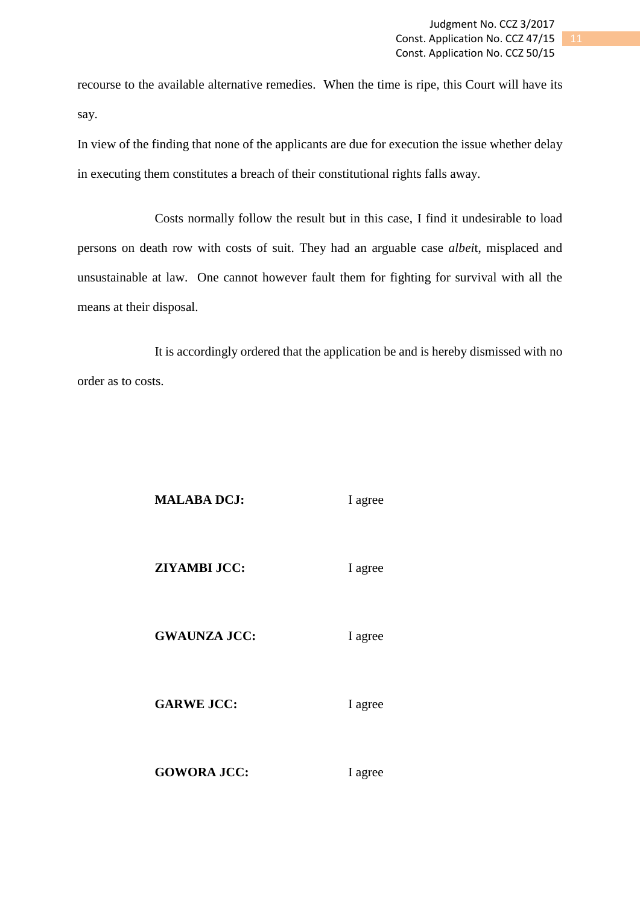recourse to the available alternative remedies. When the time is ripe, this Court will have its say.

In view of the finding that none of the applicants are due for execution the issue whether delay in executing them constitutes a breach of their constitutional rights falls away.

Costs normally follow the result but in this case, I find it undesirable to load persons on death row with costs of suit. They had an arguable case *albei*t, misplaced and unsustainable at law. One cannot however fault them for fighting for survival with all the means at their disposal.

It is accordingly ordered that the application be and is hereby dismissed with no order as to costs.

**MALABA DCJ:** I agree

**ZIYAMBI JCC:** I agree

**GWAUNZA JCC:** I agree

**GARWE JCC:** I agree

**GOWORA JCC:** I agree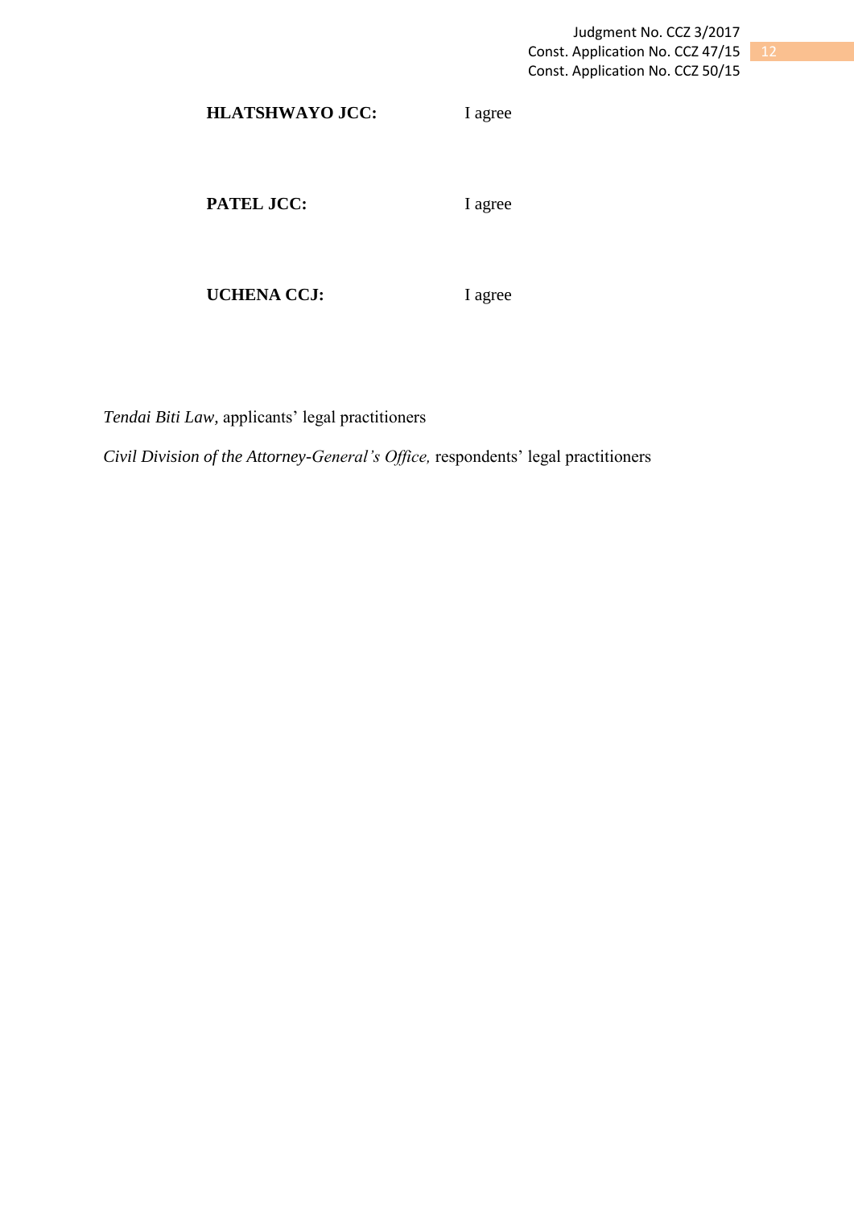**HLATSHWAYO JCC:** I agree

**PATEL JCC:** I agree

**UCHENA CCJ:** I agree

*Tendai Biti Law*, applicants' legal practitioners

*Civil Division of the Attorney-General's Office,* respondents' legal practitioners